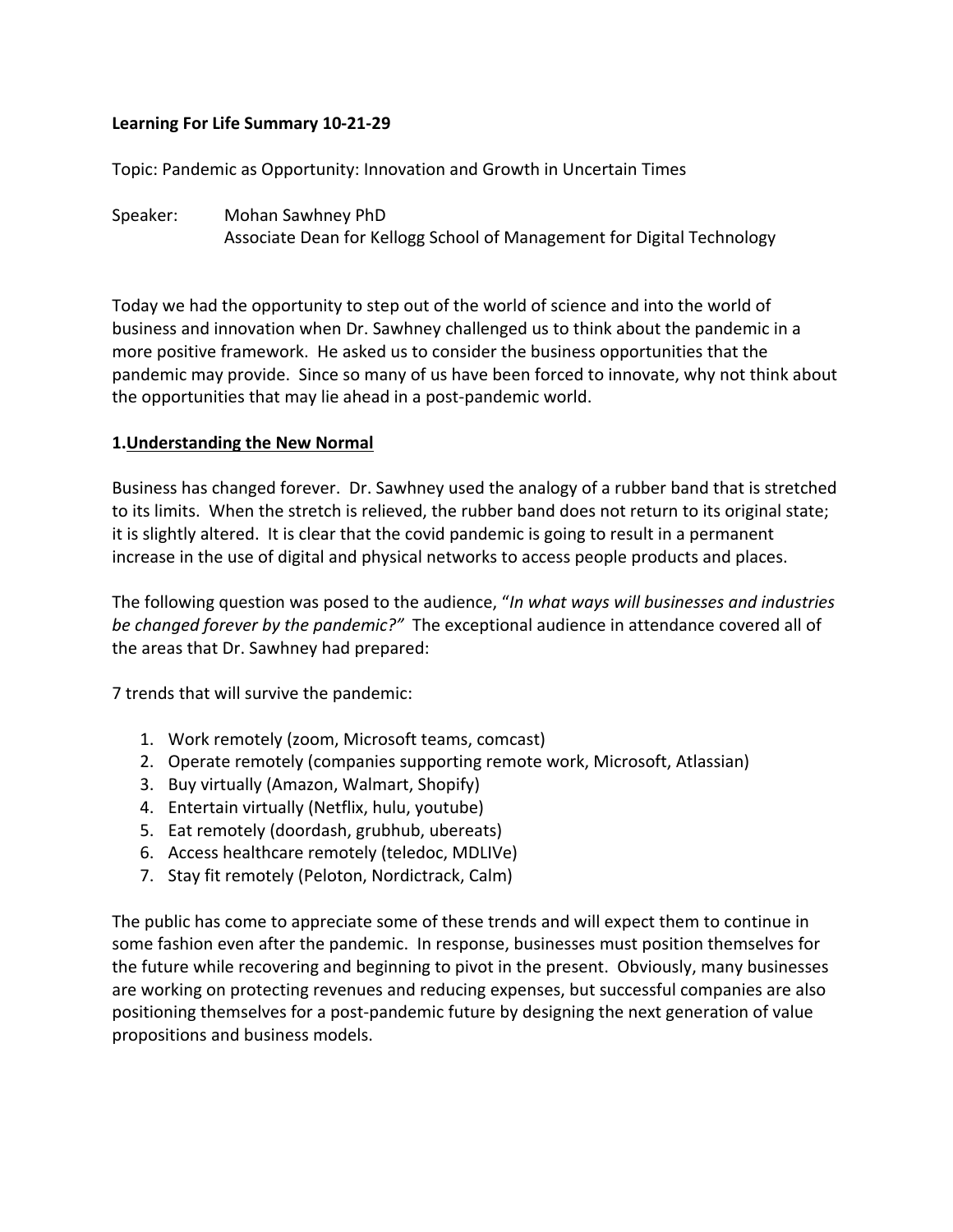**Learning For Life Summary 10-21-29**

Topic: Pandemic as Opportunity: Innovation and Growth in Uncertain Times

Speaker: Mohan Sawhney PhD
Associate Dean for Kellogg School of Management for Digital Technology

Today we had the opportunity to step out of the world of science and into the world of business and innovation when Dr. Sawhney challenged us to think about the pandemic in a more positive framework. He asked us to consider the business opportunities that the pandemic may provide. Since so many of us have been forced to innovate, why not think about the opportunities that may lie ahead in a post-pandemic world.

**1.<u>Understanding the New Normal</u>**

Business has changed forever. Dr. Sawhney used the analogy of a rubber band that is stretched to its limits. When the stretch is relieved, the rubber band does not return to its original state; it is slightly altered. It is clear that the covid pandemic is going to result in a permanent increase in the use of digital and physical networks to access people products and places.

The following question was posed to the audience, "*In what ways will businesses and industries be changed forever by the pandemic?*" The exceptional audience in attendance covered all of the areas that Dr. Sawhney had prepared:

7 trends that will survive the pandemic:

1. Work remotely (zoom, Microsoft teams, comcast)
2. Operate remotely (companies supporting remote work, Microsoft, Atlassian)
3. Buy virtually (Amazon, Walmart, Shopify)
4. Entertain virtually (Netflix, hulu, youtube)
5. Eat remotely (doordash, grubhub, ubereats)
6. Access healthcare remotely (teledoc, MDLIVe)
7. Stay fit remotely (Peloton, Nordictrack, Calm)

The public has come to appreciate some of these trends and will expect them to continue in some fashion even after the pandemic. In response, businesses must position themselves for the future while recovering and beginning to pivot in the present. Obviously, many businesses are working on protecting revenues and reducing expenses, but successful companies are also positioning themselves for a post-pandemic future by designing the next generation of value propositions and business models.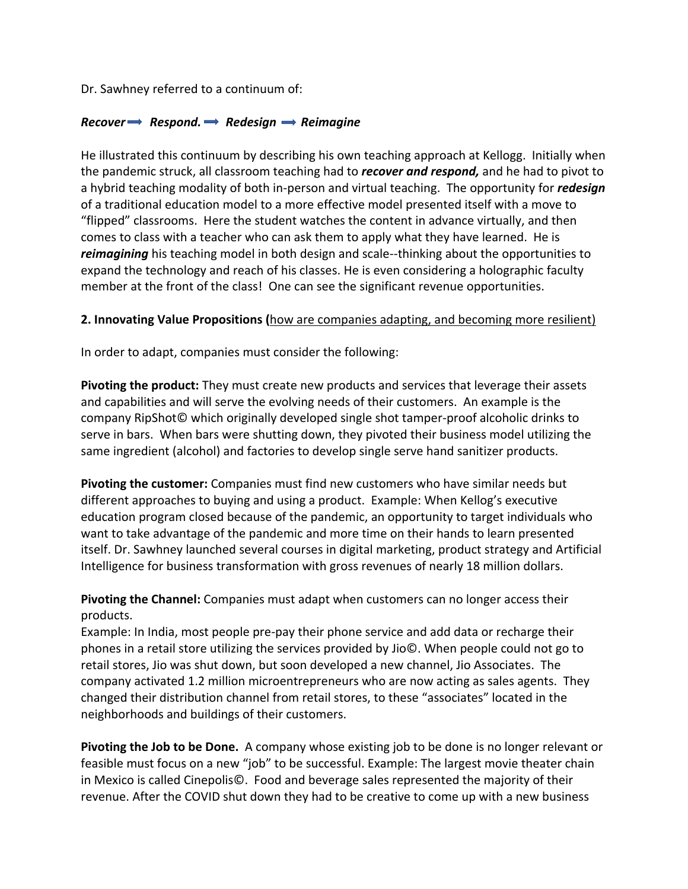Dr. Sawhney referred to a continuum of:

***Recover*** ➡ ***Respond.*** ➡ ***Redesign*** ➡ ***Reimagine***

He illustrated this continuum by describing his own teaching approach at Kellogg. Initially when the pandemic struck, all classroom teaching had to ***recover and respond,*** and he had to pivot to a hybrid teaching modality of both in-person and virtual teaching. The opportunity for ***redesign*** of a traditional education model to a more effective model presented itself with a move to "flipped" classrooms. Here the student watches the content in advance virtually, and then comes to class with a teacher who can ask them to apply what they have learned. He is ***reimagining*** his teaching model in both design and scale--thinking about the opportunities to expand the technology and reach of his classes. He is even considering a holographic faculty member at the front of the class! One can see the significant revenue opportunities.

**2. Innovating Value Propositions (**<u>how are companies adapting, and becoming more resilient)</u>

In order to adapt, companies must consider the following:

**Pivoting the product:** They must create new products and services that leverage their assets and capabilities and will serve the evolving needs of their customers. An example is the company RipShot© which originally developed single shot tamper-proof alcoholic drinks to serve in bars. When bars were shutting down, they pivoted their business model utilizing the same ingredient (alcohol) and factories to develop single serve hand sanitizer products.

**Pivoting the customer:** Companies must find new customers who have similar needs but different approaches to buying and using a product. Example: When Kellog's executive education program closed because of the pandemic, an opportunity to target individuals who want to take advantage of the pandemic and more time on their hands to learn presented itself. Dr. Sawhney launched several courses in digital marketing, product strategy and Artificial Intelligence for business transformation with gross revenues of nearly 18 million dollars.

**Pivoting the Channel:** Companies must adapt when customers can no longer access their products.
Example: In India, most people pre-pay their phone service and add data or recharge their phones in a retail store utilizing the services provided by Jio©. When people could not go to retail stores, Jio was shut down, but soon developed a new channel, Jio Associates. The company activated 1.2 million microentrepreneurs who are now acting as sales agents. They changed their distribution channel from retail stores, to these "associates" located in the neighborhoods and buildings of their customers.

**Pivoting the Job to be Done.** A company whose existing job to be done is no longer relevant or feasible must focus on a new "job" to be successful. Example: The largest movie theater chain in Mexico is called Cinepolis©. Food and beverage sales represented the majority of their revenue. After the COVID shut down they had to be creative to come up with a new business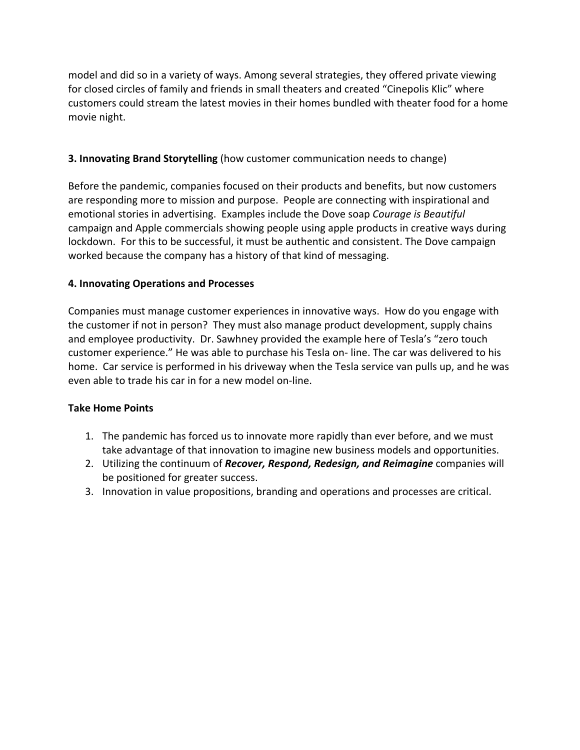model and did so in a variety of ways. Among several strategies, they offered private viewing for closed circles of family and friends in small theaters and created "Cinepolis Klic" where customers could stream the latest movies in their homes bundled with theater food for a home movie night.

**3. Innovating Brand Storytelling** (how customer communication needs to change)

Before the pandemic, companies focused on their products and benefits, but now customers are responding more to mission and purpose. People are connecting with inspirational and emotional stories in advertising. Examples include the Dove soap *Courage is Beautiful* campaign and Apple commercials showing people using apple products in creative ways during lockdown. For this to be successful, it must be authentic and consistent. The Dove campaign worked because the company has a history of that kind of messaging.

**4. Innovating Operations and Processes**

Companies must manage customer experiences in innovative ways. How do you engage with the customer if not in person? They must also manage product development, supply chains and employee productivity. Dr. Sawhney provided the example here of Tesla's "zero touch customer experience." He was able to purchase his Tesla on- line. The car was delivered to his home. Car service is performed in his driveway when the Tesla service van pulls up, and he was even able to trade his car in for a new model on-line.

**Take Home Points**

1. The pandemic has forced us to innovate more rapidly than ever before, and we must take advantage of that innovation to imagine new business models and opportunities.
2. Utilizing the continuum of ***Recover, Respond, Redesign, and Reimagine*** companies will be positioned for greater success.
3. Innovation in value propositions, branding and operations and processes are critical.